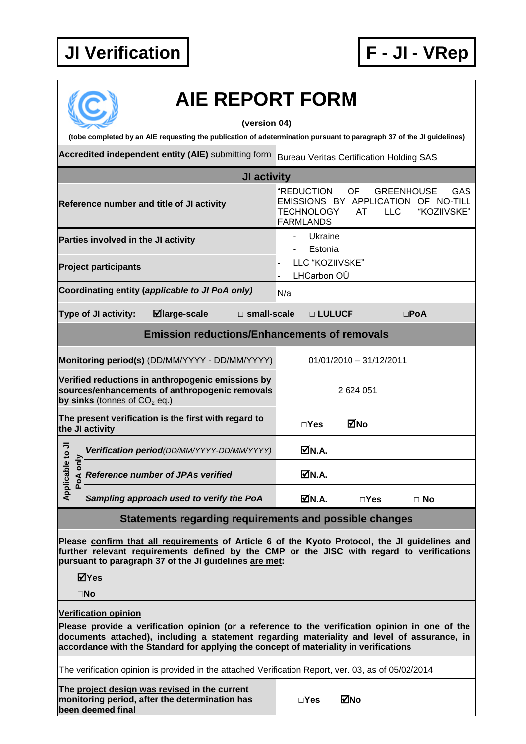# JI Verification

# F - JI - VRep

# AIE REPORT FORM

**(version 04)**

**(tobe completed by an AIE requesting the publication of adetermination pursuant to paragraph 37 of the JI guidelines)**

| | |
|---|---|
| **Accredited independent entity (AIE)** submitting form | Bureau Veritas Certification Holding SAS |
| **JI activity** | |
| **Reference number and title of JI activity** | "REDUCTION OF GREENHOUSE GAS EMISSIONS BY APPLICATION OF NO-TILL TECHNOLOGY AT LLC "KOZIIVSKE" FARMLANDS |
| **Parties involved in the JI activity** | - Ukraine<br>- Estonia |
| **Project participants** | - LLC "KOZIIVSKE"<br>- LHCarbon OÜ |
| **Coordinating entity (*applicable to JI PoA only*)** | N/a |
| **Type of JI activity:** ☑large-scale □ small-scale □ LULUCF □PoA | |
| **Emission reductions/Enhancements of removals** | |
| **Monitoring period(s)** (DD/MM/YYYY - DD/MM/YYYY) | 01/01/2010 – 31/12/2011 |
| **Verified reductions in anthropogenic emissions by sources/enhancements of anthropogenic removals by sinks** (tonnes of $CO_2$ eq.) | 2 624 051 |
| **The present verification is the first with regard to the JI activity** | □Yes ☑No |
| *Applicable to JI PoA only* – ***Verification period****(DD/MM/YYYY-DD/MM/YYYY)* | ☑N.A. |
| *Applicable to JI PoA only* – ***Reference number of JPAs verified*** | ☑N.A. |
| *Applicable to JI PoA only* – ***Sampling approach used to verify the PoA*** | ☑N.A. □Yes □ No |

## Statements regarding requirements and possible changes

**Please confirm that all requirements of Article 6 of the Kyoto Protocol, the JI guidelines and further relevant requirements defined by the CMP or the JISC with regard to verifications pursuant to paragraph 37 of the JI guidelines are met:**

☑**Yes**

□**No**

**Verification opinion**

**Please provide a verification opinion (or a reference to the verification opinion in one of the documents attached), including a statement regarding materiality and level of assurance, in accordance with the Standard for applying the concept of materiality in verifications**

The verification opinion is provided in the attached Verification Report, ver. 03, as of 05/02/2014

| | |
|---|---|
| **The project design was revised in the current monitoring period, after the determination has been deemed final** | □Yes ☑No |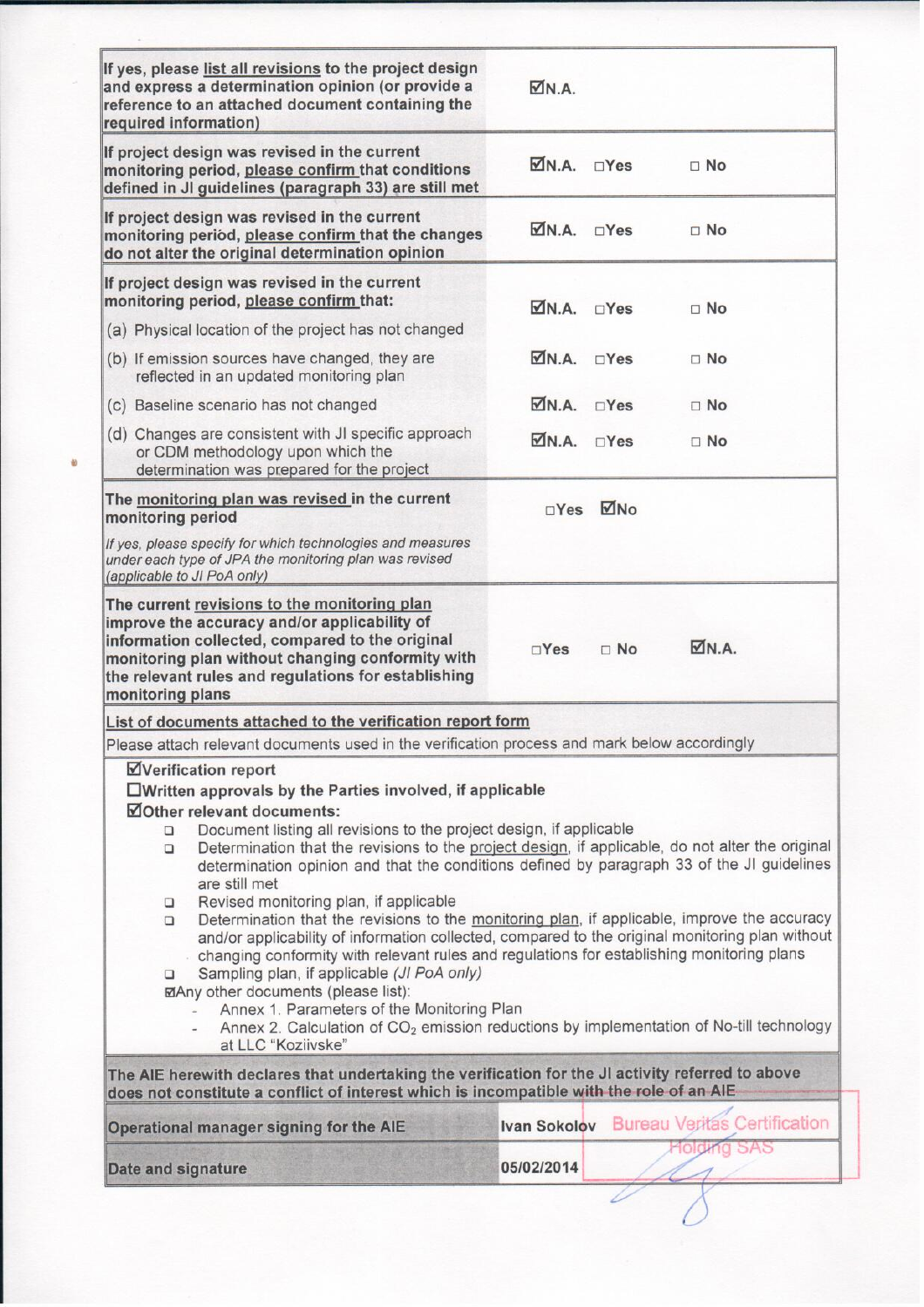| | |
|---|---|
| **If yes, please list all revisions to the project design and express a determination opinion (or provide a reference to an attached document containing the required information)** | ☑N.A. |
| **If project design was revised in the current monitoring period, please confirm that conditions defined in JI guidelines (paragraph 33) are still met** | ☑N.A. □Yes □ No |
| **If project design was revised in the current monitoring period, please confirm that the changes do not alter the original determination opinion** | ☑N.A. □Yes □ No |
| **If project design was revised in the current monitoring period, please confirm that:**<br>(a) Physical location of the project has not changed | ☑N.A. □Yes □ No |
| (b) If emission sources have changed, they are reflected in an updated monitoring plan | ☑N.A. □Yes □ No |
| (c) Baseline scenario has not changed | ☑N.A. □Yes □ No |
| (d) Changes are consistent with JI specific approach or CDM methodology upon which the determination was prepared for the project | ☑N.A. □Yes □ No |
| **The monitoring plan was revised in the current monitoring period**<br>*If yes, please specify for which technologies and measures under each type of JPA the monitoring plan was revised (applicable to JI PoA only)* | □Yes ☑No |
| **The current revisions to the monitoring plan improve the accuracy and/or applicability of information collected, compared to the original monitoring plan without changing conformity with the relevant rules and regulations for establishing monitoring plans** | □Yes □ No ☑N.A. |

**List of documents attached to the verification report form**

Please attach relevant documents used in the verification process and mark below accordingly

☑**Verification report**

☐**Written approvals by the Parties involved, if applicable**

☑**Other relevant documents:**

- ☐ Document listing all revisions to the project design, if applicable
- ☐ Determination that the revisions to the project design, if applicable, do not alter the original determination opinion and that the conditions defined by paragraph 33 of the JI guidelines are still met
- ☐ Revised monitoring plan, if applicable
- ☐ Determination that the revisions to the monitoring plan, if applicable, improve the accuracy and/or applicability of information collected, compared to the original monitoring plan without changing conformity with relevant rules and regulations for establishing monitoring plans
- ☐ Sampling plan, if applicable *(JI PoA only)*

☑Any other documents (please list):

- Annex 1. Parameters of the Monitoring Plan
- Annex 2. Calculation of $CO_2$ emission reductions by implementation of No-till technology at LLC "Koziivske"

| | |
|---|---|
| **The AIE herewith declares that undertaking the verification for the JI activity referred to above does not constitute a conflict of interest which is incompatible with the role of an AIE** | |
| Operational manager signing for the AIE | Ivan Sokolov Bureau Veritas Certification Holding SAS |
| Date and signature | 05/02/2014 |